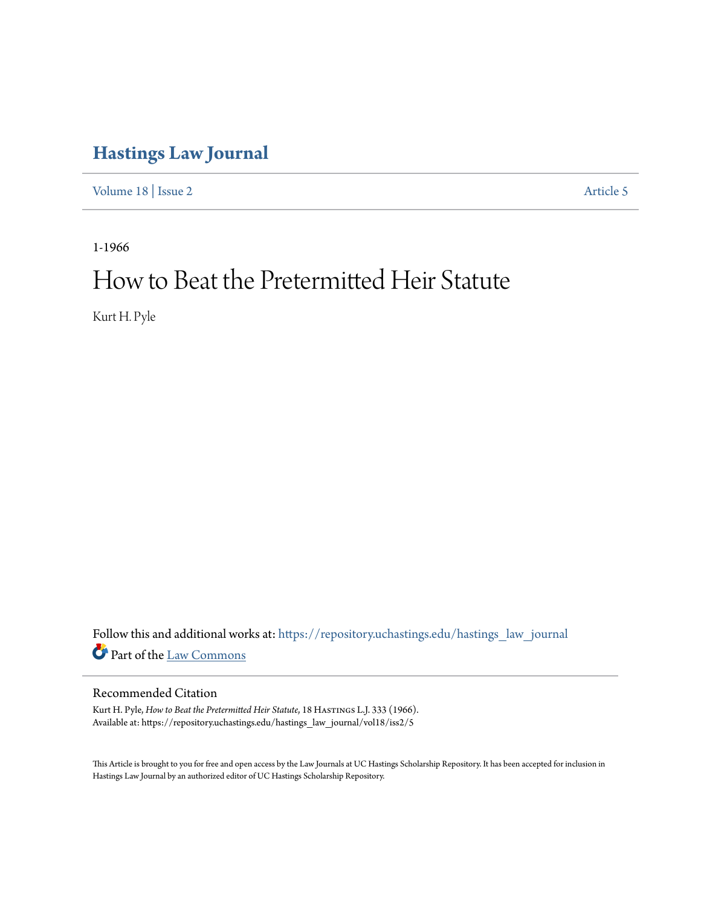# Hastings Law Journal

Volume 18 | Issue 2 Article 5

1-1966

# How to Beat the Pretermitted Heir Statute

Kurt H. Pyle

Follow this and additional works at: https://repository.uchastings.edu/hastings_law_journal

Part of the Law Commons

## Recommended Citation

Kurt H. Pyle, *How to Beat the Pretermitted Heir Statute*, 18 Hastings L.J. 333 (1966).
Available at: https://repository.uchastings.edu/hastings_law_journal/vol18/iss2/5

This Article is brought to you for free and open access by the Law Journals at UC Hastings Scholarship Repository. It has been accepted for inclusion in Hastings Law Journal by an authorized editor of UC Hastings Scholarship Repository.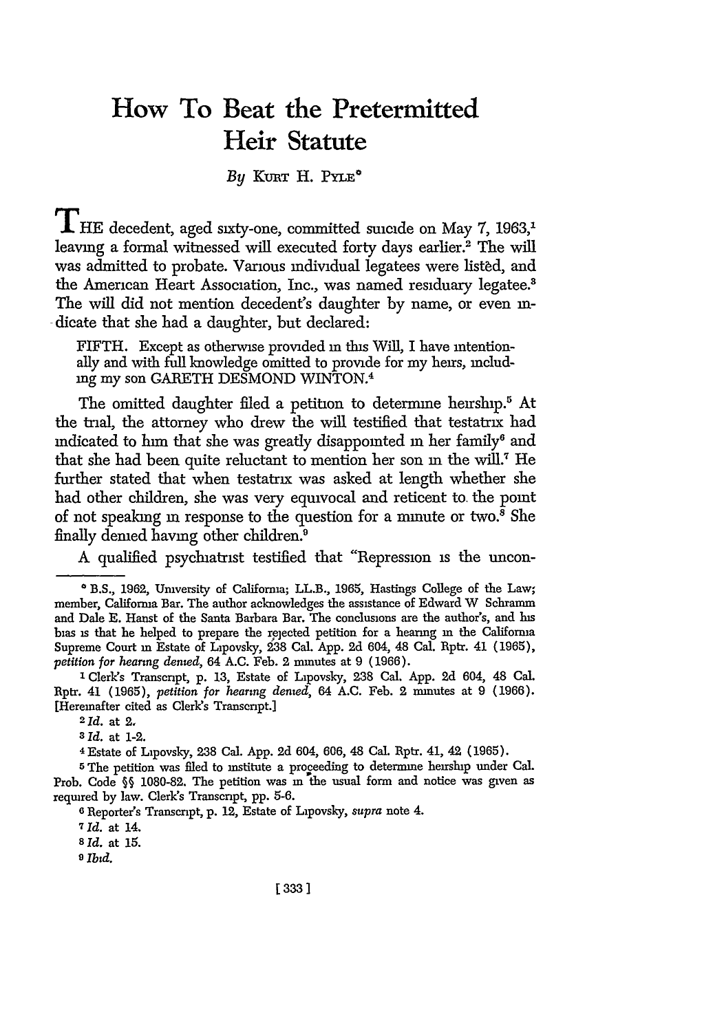# How To Beat the Pretermitted Heir Statute

*By* KURT H. PYLE*

THE decedent, aged sixty-one, committed suicide on May 7, 1963,[1] leaving a formal witnessed will executed forty days earlier.[2] The will was admitted to probate. Various individual legatees were listed, and the American Heart Association, Inc., was named residuary legatee.[3] The will did not mention decedent's daughter by name, or even indicate that she had a daughter, but declared:

> FIFTH. Except as otherwise provided in this Will, I have intentionally and with full knowledge omitted to provide for my heirs, including my son GARETH DESMOND WINTON.[4]

The omitted daughter filed a petition to determine heirship.[5] At the trial, the attorney who drew the will testified that testatrix had indicated to him that she was greatly disappointed in her family[6] and that she had been quite reluctant to mention her son in the will.[7] He further stated that when testatrix was asked at length whether she had other children, she was very equivocal and reticent to the point of not speaking in response to the question for a minute or two.[8] She finally denied having other children.[9]

A qualified psychiatrist testified that "Repression is the uncon-

---

* B.S., 1962, University of California; LL.B., 1965, Hastings College of the Law; member, California Bar. The author acknowledges the assistance of Edward W Schramm and Dale E. Hanst of the Santa Barbara Bar. The conclusions are the author's, and his bias is that he helped to prepare the rejected petition for a hearing in the California Supreme Court in Estate of Lipovsky, 238 Cal. App. 2d 604, 48 Cal. Rptr. 41 (1965), *petition for hearing denied*, 64 A.C. Feb. 2 minutes at 9 (1966).

[1] Clerk's Transcript, p. 13, Estate of Lipovsky, 238 Cal. App. 2d 604, 48 Cal. Rptr. 41 (1965), *petition for hearing denied*, 64 A.C. Feb. 2 minutes at 9 (1966). [Hereinafter cited as Clerk's Transcript.]

[2] *Id.* at 2.

[3] *Id.* at 1-2.

[4] Estate of Lipovsky, 238 Cal. App. 2d 604, 606, 48 Cal. Rptr. 41, 42 (1965).

[5] The petition was filed to institute a proceeding to determine heirship under Cal. Prob. Code §§ 1080-82. The petition was in the usual form and notice was given as required by law. Clerk's Transcript, pp. 5-6.

[6] Reporter's Transcript, p. 12, Estate of Lipovsky, *supra* note 4.

[7] *Id.* at 14.

[8] *Id.* at 15.

[9] *Ibid.*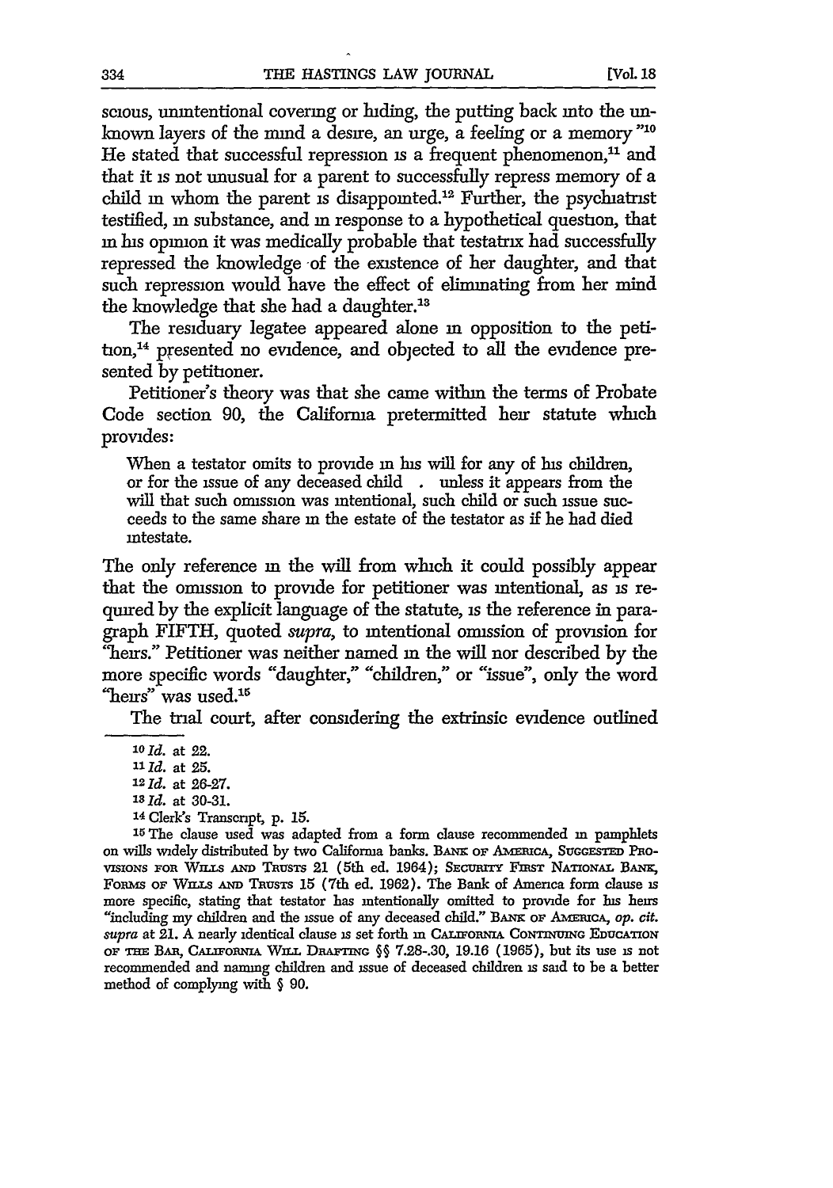scious, unintentional covering or hiding, the putting back into the unknown layers of the mind a desire, an urge, a feeling or a memory"[10] He stated that successful repression is a frequent phenomenon,[11] and that it is not unusual for a parent to successfully repress memory of a child in whom the parent is disappointed.[12] Further, the psychiatrist testified, in substance, and in response to a hypothetical question, that in his opinion it was medically probable that testatrix had successfully repressed the knowledge of the existence of her daughter, and that such repression would have the effect of eliminating from her mind the knowledge that she had a daughter.[13]

The residuary legatee appeared alone in opposition to the petition,[14] presented no evidence, and objected to all the evidence presented by petitioner.

Petitioner's theory was that she came within the terms of Probate Code section 90, the California pretermitted heir statute which provides:

> When a testator omits to provide in his will for any of his children, or for the issue of any deceased child . unless it appears from the will that such omission was intentional, such child or such issue succeeds to the same share in the estate of the testator as if he had died intestate.

The only reference in the will from which it could possibly appear that the omission to provide for petitioner was intentional, as is required by the explicit language of the statute, is the reference in paragraph FIFTH, quoted *supra*, to intentional omission of provision for "heirs." Petitioner was neither named in the will nor described by the more specific words "daughter," "children," or "issue", only the word "heirs" was used.[15]

The trial court, after considering the extrinsic evidence outlined

---

[10] *Id.* at 22.

[11] *Id.* at 25.

[12] *Id.* at 26-27.

[13] *Id.* at 30-31.

[14] Clerk's Transcript, p. 15.

[15] The clause used was adapted from a form clause recommended in pamphlets on wills widely distributed by two California banks. BANK OF AMERICA, SUGGESTED PROVISIONS FOR WILLS AND TRUSTS 21 (5th ed. 1964); SECURITY FIRST NATIONAL BANK, FORMS OF WILLS AND TRUSTS 15 (7th ed. 1962). The Bank of America form clause is more specific, stating that testator has intentionally omitted to provide for his heirs "including my children and the issue of any deceased child." BANK OF AMERICA, *op. cit. supra* at 21. A nearly identical clause is set forth in CALIFORNIA CONTINUING EDUCATION OF THE BAR, CALIFORNIA WILL DRAFTING §§ 7.28-.30, 19.16 (1965), but its use is not recommended and naming children and issue of deceased children is said to be a better method of complying with § 90.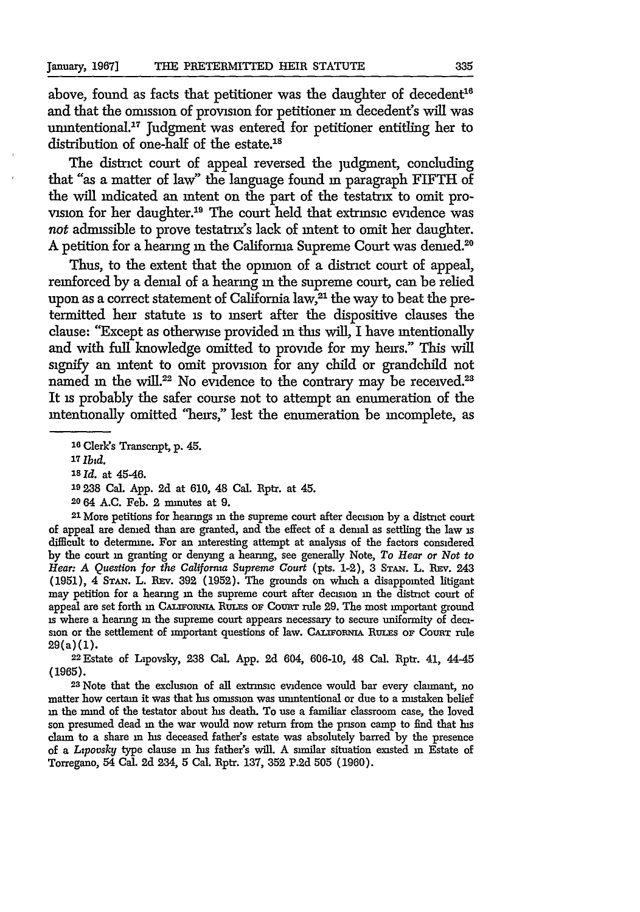above, found as facts that petitioner was the daughter of decedent[16] and that the omission of provision for petitioner in decedent's will was unintentional.[17] Judgment was entered for petitioner entitling her to distribution of one-half of the estate.[18]

The district court of appeal reversed the judgment, concluding that "as a matter of law" the language found in paragraph FIFTH of the will indicated an intent on the part of the testatrix to omit provision for her daughter.[19] The court held that extrinsic evidence was *not* admissible to prove testatrix's lack of intent to omit her daughter. A petition for a hearing in the California Supreme Court was denied.[20]

Thus, to the extent that the opinion of a district court of appeal, reinforced by a denial of a hearing in the supreme court, can be relied upon as a correct statement of California law,[21] the way to beat the pretermitted heir statute is to insert after the dispositive clauses the clause: "Except as otherwise provided in this will, I have intentionally and with full knowledge omitted to provide for my heirs." This will signify an intent to omit provision for any child or grandchild not named in the will.[22] No evidence to the contrary may be received.[23] It is probably the safer course not to attempt an enumeration of the intentionally omitted "heirs," lest the enumeration be incomplete, as

---

[16] Clerk's Transcript, p. 45.

[17] *Ibid.*

[18] *Id.* at 45-46.

[19] 238 Cal. App. 2d at 610, 48 Cal. Rptr. at 45.

[20] 64 A.C. Feb. 2 minutes at 9.

[21] More petitions for hearings in the supreme court after decision by a district court of appeal are denied than are granted, and the effect of a denial as settling the law is difficult to determine. For an interesting attempt at analysis of the factors considered by the court in granting or denying a hearing, see generally Note, *To Hear or Not to Hear: A Question for the California Supreme Court* (pts. 1-2), 3 STAN. L. REV. 243 (1951), 4 STAN. L. REV. 392 (1952). The grounds on which a disappointed litigant may petition for a hearing in the supreme court after decision in the district court of appeal are set forth in CALIFORNIA RULES OF COURT rule 29. The most important ground is where a hearing in the supreme court appears necessary to secure uniformity of decision or the settlement of important questions of law. CALIFORNIA RULES OF COURT rule 29(a)(1).

[22] Estate of Lipovsky, 238 Cal. App. 2d 604, 606-10, 48 Cal. Rptr. 41, 44-45 (1965).

[23] Note that the exclusion of all extrinsic evidence would bar every claimant, no matter how certain it was that his omission was unintentional or due to a mistaken belief in the mind of the testator about his death. To use a familiar classroom case, the loved son presumed dead in the war would now return from the prison camp to find that his claim to a share in his deceased father's estate was absolutely barred by the presence of a *Lipovsky* type clause in his father's will. A similar situation existed in Estate of Torregano, 54 Cal. 2d 234, 5 Cal. Rptr. 137, 352 P.2d 505 (1960).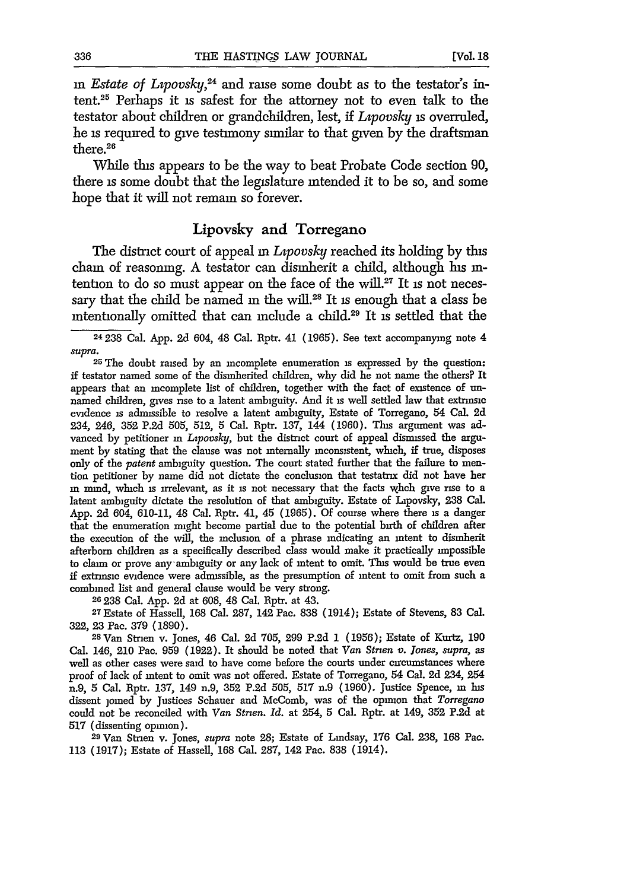in *Estate of Lipovsky*,[24] and raise some doubt as to the testator's intent.[25] Perhaps it is safest for the attorney not to even talk to the testator about children or grandchildren, lest, if *Lipovsky* is overruled, he is required to give testimony similar to that given by the draftsman there.[26]

While this appears to be the way to beat Probate Code section 90, there is some doubt that the legislature intended it to be so, and some hope that it will not remain so forever.

## Lipovsky and Torregano

The district court of appeal in *Lipovsky* reached its holding by this chain of reasoning. A testator can disinherit a child, although his intention to do so must appear on the face of the will.[27] It is not necessary that the child be named in the will.[28] It is enough that a class be intentionally omitted that can include a child.[29] It is settled that the

---

[24] 238 Cal. App. 2d 604, 48 Cal. Rptr. 41 (1965). See text accompanying note 4 *supra*.

[25] The doubt raised by an incomplete enumeration is expressed by the question: if testator named some of the disinherited children, why did he not name the others? It appears that an incomplete list of children, together with the fact of existence of unnamed children, gives rise to a latent ambiguity. And it is well settled law that extrinsic evidence is admissible to resolve a latent ambiguity, Estate of Torregano, 54 Cal. 2d 234, 246, 352 P.2d 505, 512, 5 Cal. Rptr. 137, 144 (1960). This argument was advanced by petitioner in *Lipovsky*, but the district court of appeal dismissed the argument by stating that the clause was not internally inconsistent, which, if true, disposes only of the *patent* ambiguity question. The court stated further that the failure to mention petitioner by name did not dictate the conclusion that testatrix did not have her in mind, which is irrelevant, as it is not necessary that the facts which give rise to a latent ambiguity dictate the resolution of that ambiguity. Estate of Lipovsky, 238 Cal. App. 2d 604, 610-11, 48 Cal. Rptr. 41, 45 (1965). Of course where there is a danger that the enumeration might become partial due to the potential birth of children after the execution of the will, the inclusion of a phrase indicating an intent to disinherit afterborn children as a specifically described class would make it practically impossible to claim or prove any ambiguity or any lack of intent to omit. This would be true even if extrinsic evidence were admissible, as the presumption of intent to omit from such a combined list and general clause would be very strong.

[26] 238 Cal. App. 2d at 608, 48 Cal. Rptr. at 43.

[27] Estate of Hassell, 168 Cal. 287, 142 Pac. 838 (1914); Estate of Stevens, 83 Cal. 322, 23 Pac. 379 (1890).

[28] Van Strien v. Jones, 46 Cal. 2d 705, 299 P.2d 1 (1956); Estate of Kurtz, 190 Cal. 146, 210 Pac. 959 (1922). It should be noted that *Van Strien v. Jones*, *supra*, as well as other cases were said to have come before the courts under circumstances where proof of lack of intent to omit was not offered. Estate of Torregano, 54 Cal. 2d 234, 254 n.9, 5 Cal. Rptr. 137, 149 n.9, 352 P.2d 505, 517 n.9 (1960). Justice Spence, in his dissent joined by Justices Schauer and McComb, was of the opinion that *Torregano* could not be reconciled with *Van Strien*. *Id.* at 254, 5 Cal. Rptr. at 149, 352 P.2d at 517 (dissenting opinion).

[29] Van Strien v. Jones, *supra* note 28; Estate of Lindsay, 176 Cal. 238, 168 Pac. 113 (1917); Estate of Hassell, 168 Cal. 287, 142 Pac. 838 (1914).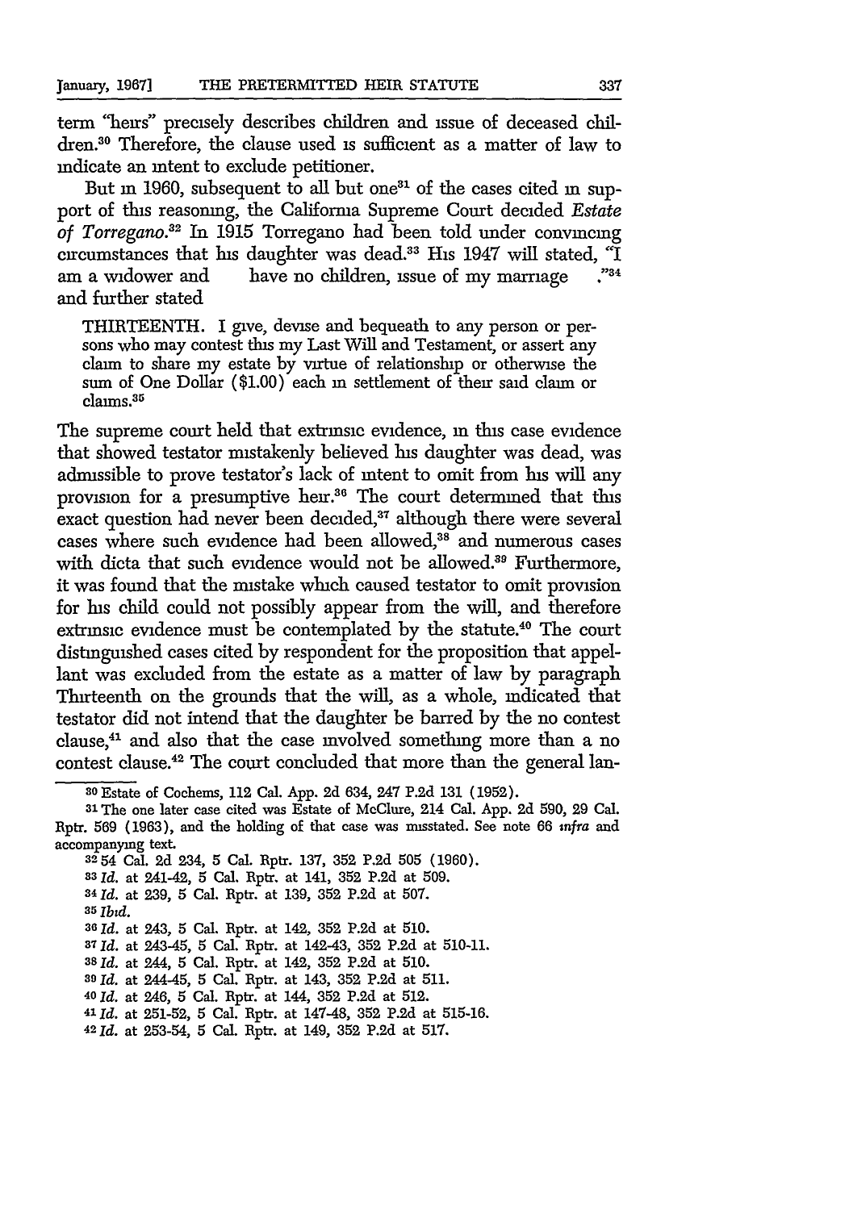term "heirs" precisely describes children and issue of deceased children.[30] Therefore, the clause used is sufficient as a matter of law to indicate an intent to exclude petitioner.

But in 1960, subsequent to all but one[31] of the cases cited in support of this reasoning, the California Supreme Court decided *Estate of Torregano*.[32] In 1915 Torregano had been told under convincing circumstances that his daughter was dead.[33] His 1947 will stated, "I am a widower and have no children, issue of my marriage ."[34] and further stated

> THIRTEENTH. I give, devise and bequeath to any person or persons who may contest this my Last Will and Testament, or assert any claim to share my estate by virtue of relationship or otherwise the sum of One Dollar ($1.00) each in settlement of their said claim or claims.[35]

The supreme court held that extrinsic evidence, in this case evidence that showed testator mistakenly believed his daughter was dead, was admissible to prove testator's lack of intent to omit from his will any provision for a presumptive heir.[36] The court determined that this exact question had never been decided,[37] although there were several cases where such evidence had been allowed,[38] and numerous cases with dicta that such evidence would not be allowed.[39] Furthermore, it was found that the mistake which caused testator to omit provision for his child could not possibly appear from the will, and therefore extrinsic evidence must be contemplated by the statute.[40] The court distinguished cases cited by respondent for the proposition that appellant was excluded from the estate as a matter of law by paragraph Thirteenth on the grounds that the will, as a whole, indicated that testator did not intend that the daughter be barred by the no contest clause,[41] and also that the case involved something more than a no contest clause.[42] The court concluded that more than the general lan-

---

[30] Estate of Cochems, 112 Cal. App. 2d 634, 247 P.2d 131 (1952).

[31] The one later case cited was Estate of McClure, 214 Cal. App. 2d 590, 29 Cal. Rptr. 569 (1963), and the holding of that case was misstated. See note 66 *infra* and accompanying text.

[32] 54 Cal. 2d 234, 5 Cal. Rptr. 137, 352 P.2d 505 (1960).

[33] *Id.* at 241-42, 5 Cal. Rptr. at 141, 352 P.2d at 509.

[34] *Id.* at 239, 5 Cal. Rptr. at 139, 352 P.2d at 507.

[35] *Ibid.*

[36] *Id.* at 243, 5 Cal. Rptr. at 142, 352 P.2d at 510.

[37] *Id.* at 243-45, 5 Cal. Rptr. at 142-43, 352 P.2d at 510-11.

[38] *Id.* at 244, 5 Cal. Rptr. at 142, 352 P.2d at 510.

[39] *Id.* at 244-45, 5 Cal. Rptr. at 143, 352 P.2d at 511.

[40] *Id.* at 246, 5 Cal. Rptr. at 144, 352 P.2d at 512.

[41] *Id.* at 251-52, 5 Cal. Rptr. at 147-48, 352 P.2d at 515-16.

[42] *Id.* at 253-54, 5 Cal. Rptr. at 149, 352 P.2d at 517.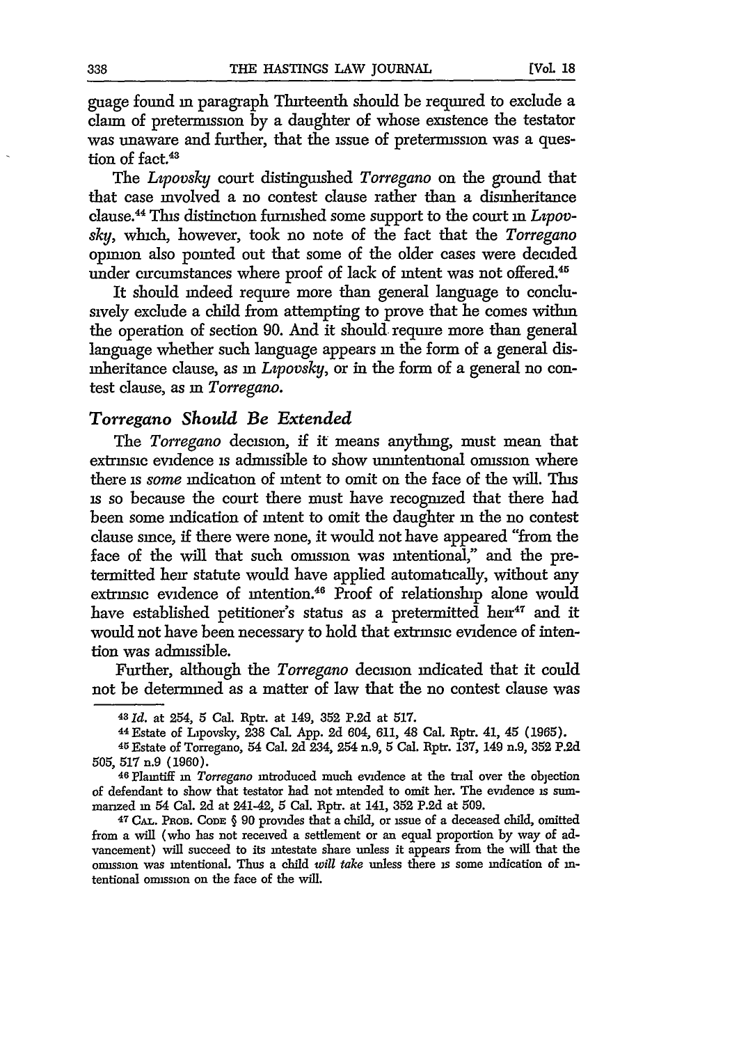guage found in paragraph Thirteenth should be required to exclude a claim of pretermission by a daughter of whose existence the testator was unaware and further, that the issue of pretermission was a question of fact.[43]

The *Lipovsky* court distinguished *Torregano* on the ground that that case involved a no contest clause rather than a disinheritance clause.[44] This distinction furnished some support to the court in *Lipovsky*, which, however, took no note of the fact that the *Torregano* opinion also pointed out that some of the older cases were decided under circumstances where proof of lack of intent was not offered.[45]

It should indeed require more than general language to conclusively exclude a child from attempting to prove that he comes within the operation of section 90. And it should require more than general language whether such language appears in the form of a general disinheritance clause, as in *Lipovsky*, or in the form of a general no contest clause, as in *Torregano*.

### *Torregano Should Be Extended*

The *Torregano* decision, if it means anything, must mean that extrinsic evidence is admissible to show unintentional omission where there is *some* indication of intent to omit on the face of the will. This is so because the court there must have recognized that there had been some indication of intent to omit the daughter in the no contest clause since, if there were none, it would not have appeared "from the face of the will that such omission was intentional," and the pretermitted heir statute would have applied automatically, without any extrinsic evidence of intention.[46] Proof of relationship alone would have established petitioner's status as a pretermitted heir[47] and it would not have been necessary to hold that extrinsic evidence of intention was admissible.

Further, although the *Torregano* decision indicated that it could not be determined as a matter of law that the no contest clause was

---

[43] *Id.* at 254, 5 Cal. Rptr. at 149, 352 P.2d at 517.

[44] Estate of Lipovsky, 238 Cal. App. 2d 604, 611, 48 Cal. Rptr. 41, 45 (1965).

[45] Estate of Torregano, 54 Cal. 2d 234, 254 n.9, 5 Cal. Rptr. 137, 149 n.9, 352 P.2d 505, 517 n.9 (1960).

[46] Plaintiff in *Torregano* introduced much evidence at the trial over the objection of defendant to show that testator had not intended to omit her. The evidence is summarized in 54 Cal. 2d at 241-42, 5 Cal. Rptr. at 141, 352 P.2d at 509.

[47] CAL. PROB. CODE § 90 provides that a child, or issue of a deceased child, omitted from a will (who has not received a settlement or an equal proportion by way of advancement) will succeed to its intestate share unless it appears from the will that the omission was intentional. Thus a child *will take* unless there is some indication of intentional omission on the face of the will.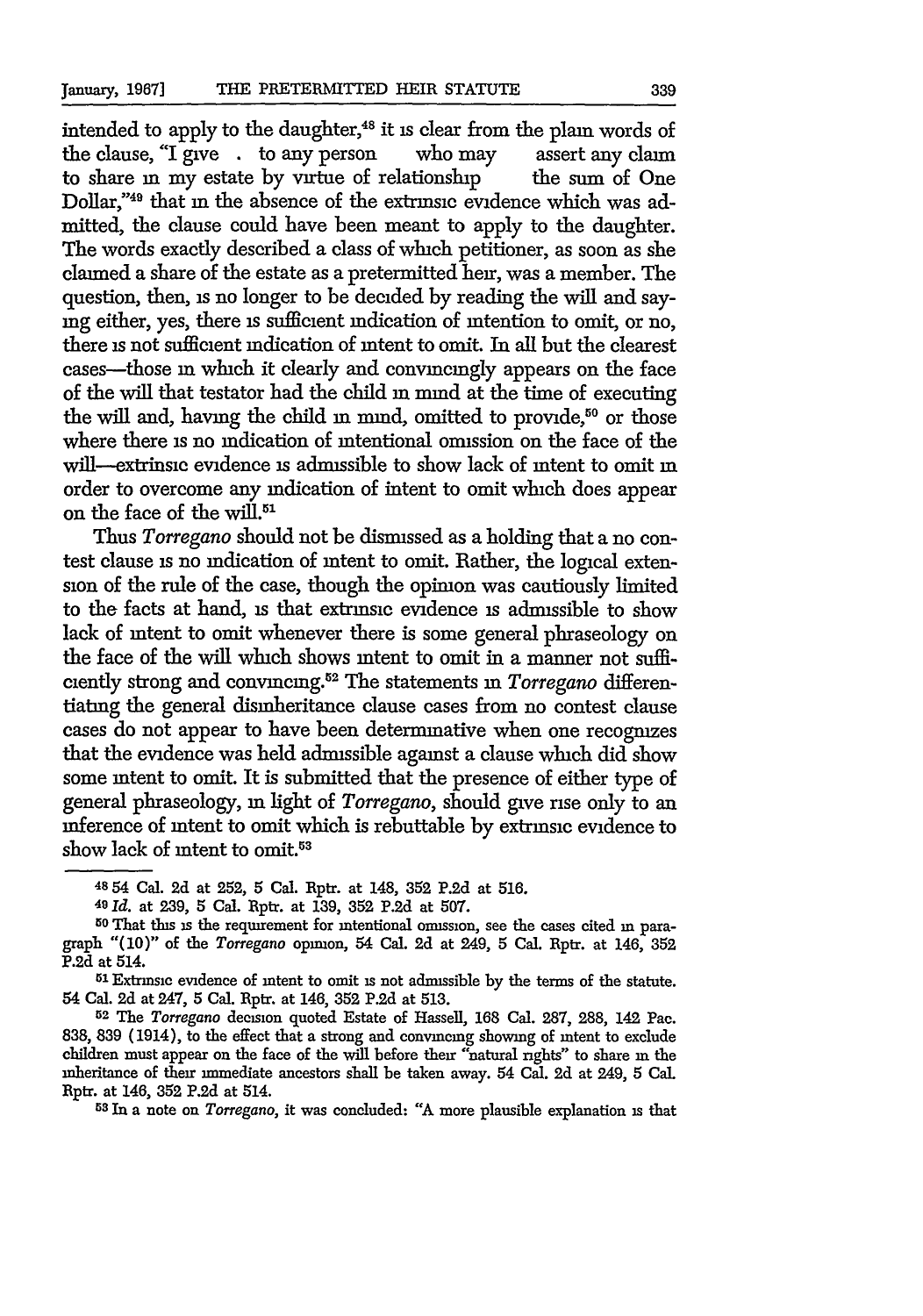intended to apply to the daughter,[48] it is clear from the plain words of the clause, "I give . to any person who may assert any claim to share in my estate by virtue of relationship the sum of One Dollar,"[49] that in the absence of the extrinsic evidence which was admitted, the clause could have been meant to apply to the daughter. The words exactly described a class of which petitioner, as soon as she claimed a share of the estate as a pretermitted heir, was a member. The question, then, is no longer to be decided by reading the will and saying either, yes, there is sufficient indication of intention to omit, or no, there is not sufficient indication of intent to omit. In all but the clearest cases—those in which it clearly and convincingly appears on the face of the will that testator had the child in mind at the time of executing the will and, having the child in mind, omitted to provide,[50] or those where there is no indication of intentional omission on the face of the will—extrinsic evidence is admissible to show lack of intent to omit in order to overcome any indication of intent to omit which does appear on the face of the will.[51]

Thus *Torregano* should not be dismissed as a holding that a no contest clause is no indication of intent to omit. Rather, the logical extension of the rule of the case, though the opinion was cautiously limited to the facts at hand, is that extrinsic evidence is admissible to show lack of intent to omit whenever there is some general phraseology on the face of the will which shows intent to omit in a manner not sufficiently strong and convincing.[52] The statements in *Torregano* differentiating the general disinheritance clause cases from no contest clause cases do not appear to have been determinative when one recognizes that the evidence was held admissible against a clause which did show some intent to omit. It is submitted that the presence of either type of general phraseology, in light of *Torregano*, should give rise only to an inference of intent to omit which is rebuttable by extrinsic evidence to show lack of intent to omit.[53]

---

[48] 54 Cal. 2d at 252, 5 Cal. Rptr. at 148, 352 P.2d at 516.

[49] *Id.* at 239, 5 Cal. Rptr. at 139, 352 P.2d at 507.

[50] That this is the requirement for intentional omission, see the cases cited in paragraph "(10)" of the *Torregano* opinion, 54 Cal. 2d at 249, 5 Cal. Rptr. at 146, 352 P.2d at 514.

[51] Extrinsic evidence of intent to omit is not admissible by the terms of the statute. 54 Cal. 2d at 247, 5 Cal. Rptr. at 146, 352 P.2d at 513.

[52] The *Torregano* decision quoted Estate of Hassell, 168 Cal. 287, 288, 142 Pac. 838, 839 (1914), to the effect that a strong and convincing showing of intent to exclude children must appear on the face of the will before their "natural rights" to share in the inheritance of their immediate ancestors shall be taken away. 54 Cal. 2d at 249, 5 Cal. Rptr. at 146, 352 P.2d at 514.

[53] In a note on *Torregano*, it was concluded: "A more plausible explanation is that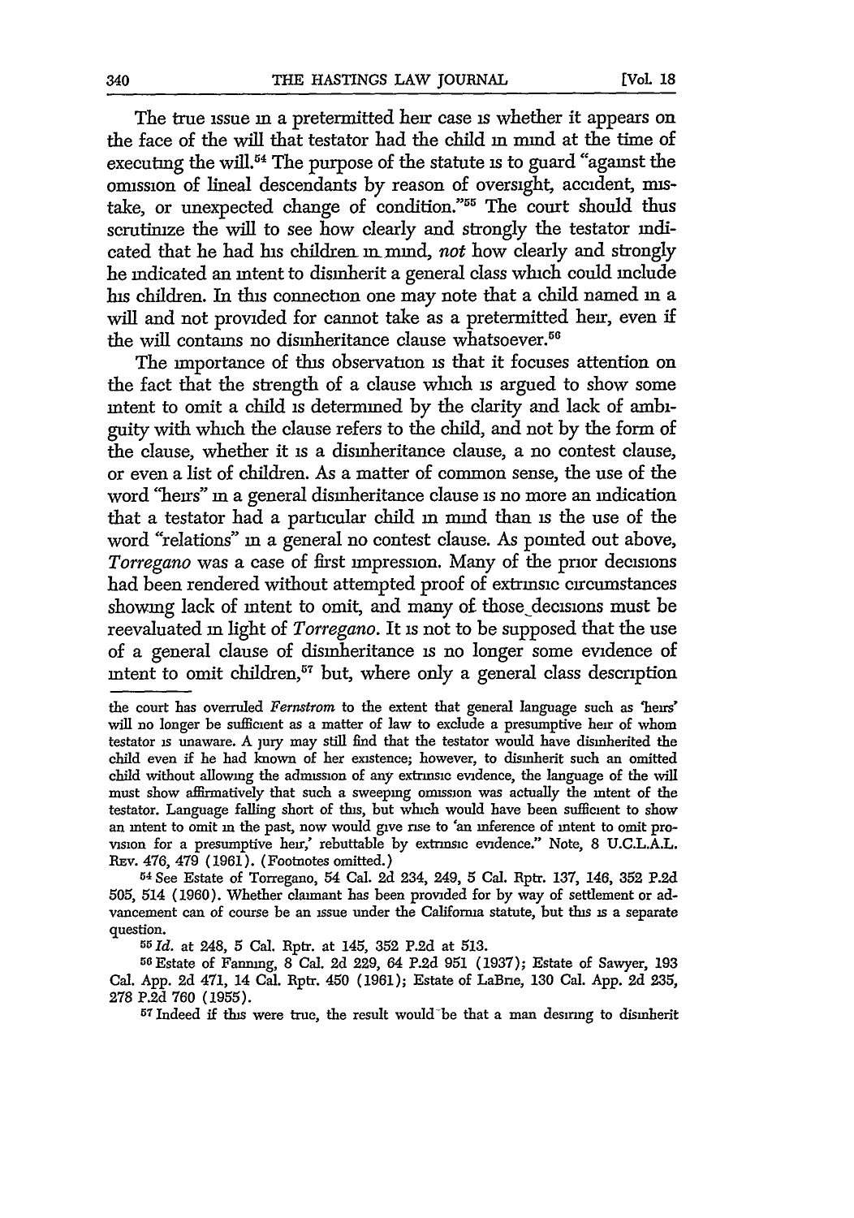The true issue in a pretermitted heir case is whether it appears on the face of the will that testator had the child in mind at the time of executing the will.[54] The purpose of the statute is to guard "against the omission of lineal descendants by reason of oversight, accident, mistake, or unexpected change of condition."[55] The court should thus scrutinize the will to see how clearly and strongly the testator indicated that he had his children in mind, *not* how clearly and strongly he indicated an intent to disinherit a general class which could include his children. In this connection one may note that a child named in a will and not provided for cannot take as a pretermitted heir, even if the will contains no disinheritance clause whatsoever.[56]

The importance of this observation is that it focuses attention on the fact that the strength of a clause which is argued to show some intent to omit a child is determined by the clarity and lack of ambiguity with which the clause refers to the child, and not by the form of the clause, whether it is a disinheritance clause, a no contest clause, or even a list of children. As a matter of common sense, the use of the word "heirs" in a general disinheritance clause is no more an indication that a testator had a particular child in mind than is the use of the word "relations" in a general no contest clause. As pointed out above, *Torregano* was a case of first impression. Many of the prior decisions had been rendered without attempted proof of extrinsic circumstances showing lack of intent to omit, and many of those decisions must be reevaluated in light of *Torregano*. It is not to be supposed that the use of a general clause of disinheritance is no longer some evidence of intent to omit children,[57] but, where only a general class description

---

the court has overruled *Fernstrom* to the extent that general language such as 'heirs' will no longer be sufficient as a matter of law to exclude a presumptive heir of whom testator is unaware. A jury may still find that the testator would have disinherited the child even if he had known of her existence; however, to disinherit such an omitted child without allowing the admission of any extrinsic evidence, the language of the will must show affirmatively that such a sweeping omission was actually the intent of the testator. Language falling short of this, but which would have been sufficient to show an intent to omit in the past, now would give rise to 'an inference of intent to omit provision for a presumptive heir,' rebuttable by extrinsic evidence." Note, 8 U.C.L.A.L. Rev. 476, 479 (1961). (Footnotes omitted.)

[54] See Estate of Torregano, 54 Cal. 2d 234, 249, 5 Cal. Rptr. 137, 146, 352 P.2d 505, 514 (1960). Whether claimant has been provided for by way of settlement or advancement can of course be an issue under the California statute, but this is a separate question.

[55] *Id.* at 248, 5 Cal. Rptr. at 145, 352 P.2d at 513.

[56] Estate of Fanning, 8 Cal. 2d 229, 64 P.2d 951 (1937); Estate of Sawyer, 193 Cal. App. 2d 471, 14 Cal. Rptr. 450 (1961); Estate of LaBrie, 130 Cal. App. 2d 235, 278 P.2d 760 (1955).

[57] Indeed if this were true, the result would be that a man desiring to disinherit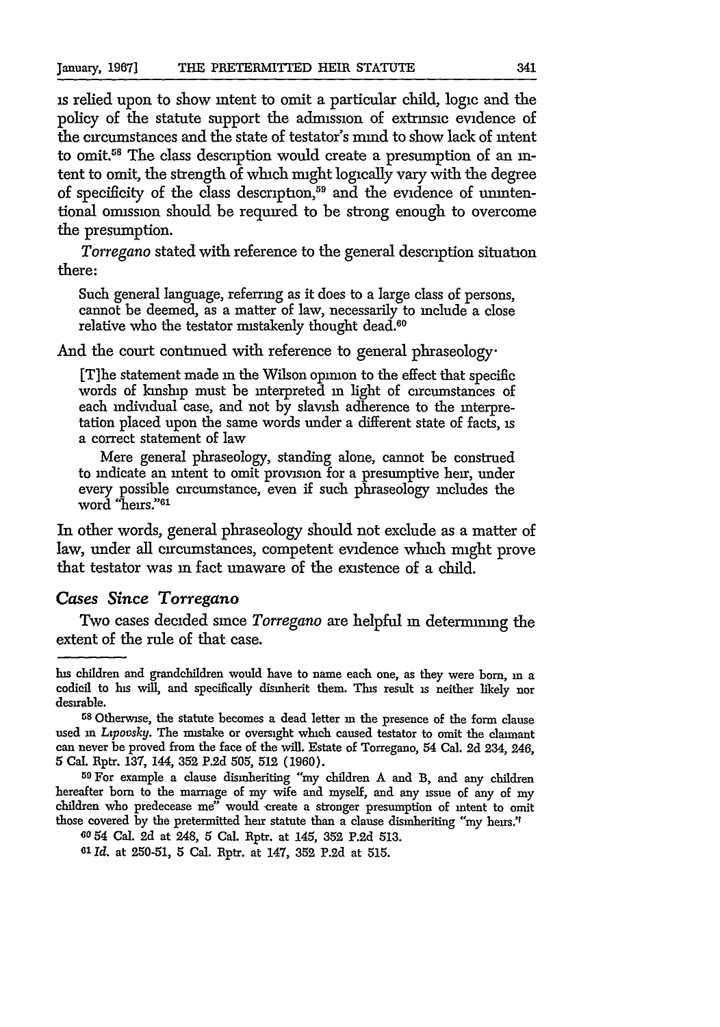is relied upon to show intent to omit a particular child, logic and the policy of the statute support the admission of extrinsic evidence of the circumstances and the state of testator's mind to show lack of intent to omit.[58] The class description would create a presumption of an intent to omit, the strength of which might logically vary with the degree of specificity of the class description,[59] and the evidence of unintentional omission should be required to be strong enough to overcome the presumption.

*Torregano* stated with reference to the general description situation there:

> Such general language, referring as it does to a large class of persons, cannot be deemed, as a matter of law, necessarily to include a close relative who the testator mistakenly thought dead.[60]

And the court continued with reference to general phraseology:

> [T]he statement made in the Wilson opinion to the effect that specific words of kinship must be interpreted in light of circumstances of each individual case, and not by slavish adherence to the interpretation placed upon the same words under a different state of facts, is a correct statement of law
>
> Mere general phraseology, standing alone, cannot be construed to indicate an intent to omit provision for a presumptive heir, under every possible circumstance, even if such phraseology includes the word "heirs."[61]

In other words, general phraseology should not exclude as a matter of law, under all circumstances, competent evidence which might prove that testator was in fact unaware of the existence of a child.

### *Cases Since Torregano*

Two cases decided since *Torregano* are helpful in determining the extent of the rule of that case.

---

his children and grandchildren would have to name each one, as they were born, in a codicil to his will, and specifically disinherit them. This result is neither likely nor desirable.

[58] Otherwise, the statute becomes a dead letter in the presence of the form clause used in *Lipovsky*. The mistake or oversight which caused testator to omit the claimant can never be proved from the face of the will. Estate of Torregano, 54 Cal. 2d 234, 246, 5 Cal. Rptr. 137, 144, 352 P.2d 505, 512 (1960).

[59] For example a clause disinheriting "my children A and B, and any children hereafter born to the marriage of my wife and myself, and any issue of any of my children who predecease me" would create a stronger presumption of intent to omit those covered by the pretermitted heir statute than a clause disinheriting "my heirs."

[60] 54 Cal. 2d at 248, 5 Cal. Rptr. at 145, 352 P.2d 513.

[61] *Id.* at 250-51, 5 Cal. Rptr. at 147, 352 P.2d at 515.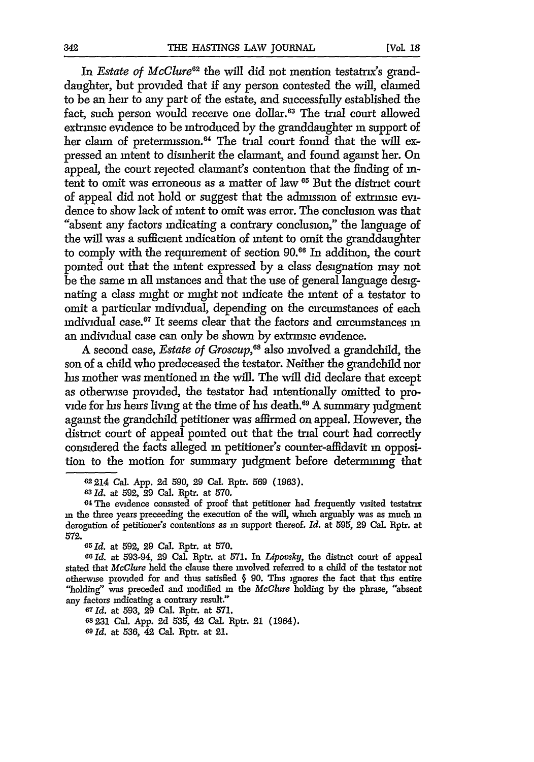In *Estate of McClure*[62] the will did not mention testatrix's granddaughter, but provided that if any person contested the will, claimed to be an heir to any part of the estate, and successfully established the fact, such person would receive one dollar.[63] The trial court allowed extrinsic evidence to be introduced by the granddaughter in support of her claim of pretermission.[64] The trial court found that the will expressed an intent to disinherit the claimant, and found against her. On appeal, the court rejected claimant's contention that the finding of intent to omit was erroneous as a matter of law.[65] But the district court of appeal did not hold or suggest that the admission of extrinsic evidence to show lack of intent to omit was error. The conclusion was that "absent any factors indicating a contrary conclusion," the language of the will was a sufficient indication of intent to omit the granddaughter to comply with the requirement of section 90.[66] In addition, the court pointed out that the intent expressed by a class designation may not be the same in all instances and that the use of general language designating a class might or might not indicate the intent of a testator to omit a particular individual, depending on the circumstances of each individual case.[67] It seems clear that the factors and circumstances in an individual case can only be shown by extrinsic evidence.

A second case, *Estate of Groscup*,[68] also involved a grandchild, the son of a child who predeceased the testator. Neither the grandchild nor his mother was mentioned in the will. The will did declare that except as otherwise provided, the testator had intentionally omitted to provide for his heirs living at the time of his death.[69] A summary judgment against the grandchild petitioner was affirmed on appeal. However, the district court of appeal pointed out that the trial court had correctly considered the facts alleged in petitioner's counter-affidavit in opposition to the motion for summary judgment before determining that

---

[62] 214 Cal. App. 2d 590, 29 Cal. Rptr. 569 (1963).

[63] *Id.* at 592, 29 Cal. Rptr. at 570.

[64] The evidence consisted of proof that petitioner had frequently visited testatrix in the three years preceeding the execution of the will, which arguably was as much in derogation of petitioner's contentions as in support thereof. *Id.* at 595, 29 Cal. Rptr. at 572.

[65] *Id.* at 592, 29 Cal. Rptr. at 570.

[66] *Id.* at 593-94, 29 Cal. Rptr. at 571. In *Lipovsky*, the district court of appeal stated that *McClure* held the clause there involved referred to a child of the testator not otherwise provided for and thus satisfied § 90. This ignores the fact that this entire "holding" was preceded and modified in the *McClure* holding by the phrase, "absent any factors indicating a contrary result."

[67] *Id.* at 593, 29 Cal. Rptr. at 571.

[68] 231 Cal. App. 2d 535, 42 Cal. Rptr. 21 (1964).

[69] *Id.* at 536, 42 Cal. Rptr. at 21.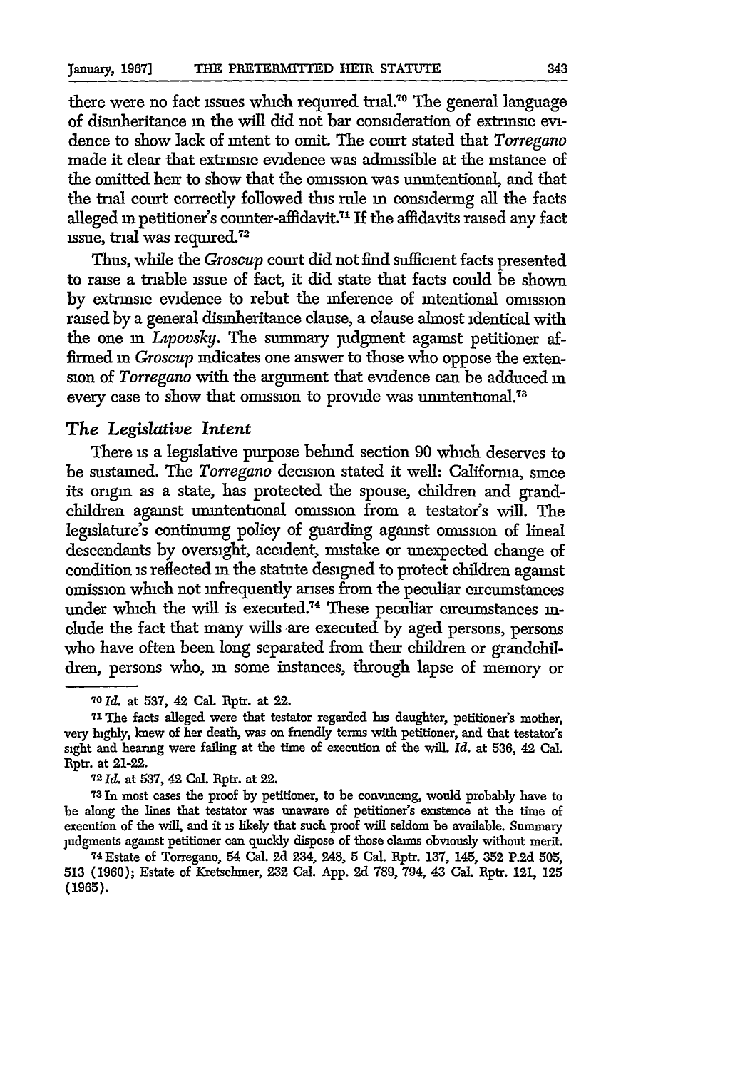there were no fact issues which required trial.[70] The general language of disinheritance in the will did not bar consideration of extrinsic evidence to show lack of intent to omit. The court stated that *Torregano* made it clear that extrinsic evidence was admissible at the instance of the omitted heir to show that the omission was unintentional, and that the trial court correctly followed this rule in considering all the facts alleged in petitioner's counter-affidavit.[71] If the affidavits raised any fact issue, trial was required.[72]

Thus, while the *Groscup* court did not find sufficient facts presented to raise a triable issue of fact, it did state that facts could be shown by extrinsic evidence to rebut the inference of intentional omission raised by a general disinheritance clause, a clause almost identical with the one in *Lipovsky*. The summary judgment against petitioner affirmed in *Groscup* indicates one answer to those who oppose the extension of *Torregano* with the argument that evidence can be adduced in every case to show that omission to provide was unintentional.[73]

### *The Legislative Intent*

There is a legislative purpose behind section 90 which deserves to be sustained. The *Torregano* decision stated it well: California, since its origin as a state, has protected the spouse, children and grandchildren against unintentional omission from a testator's will. The legislature's continuing policy of guarding against omission of lineal descendants by oversight, accident, mistake or unexpected change of condition is reflected in the statute designed to protect children against omission which not infrequently arises from the peculiar circumstances under which the will is executed.[74] These peculiar circumstances include the fact that many wills are executed by aged persons, persons who have often been long separated from their children or grandchildren, persons who, in some instances, through lapse of memory or

---

[70] *Id.* at 537, 42 Cal. Rptr. at 22.

[71] The facts alleged were that testator regarded his daughter, petitioner's mother, very highly, knew of her death, was on friendly terms with petitioner, and that testator's sight and hearing were failing at the time of execution of the will. *Id.* at 536, 42 Cal. Rptr. at 21-22.

[72] *Id.* at 537, 42 Cal. Rptr. at 22.

[73] In most cases the proof by petitioner, to be convincing, would probably have to be along the lines that testator was unaware of petitioner's existence at the time of execution of the will, and it is likely that such proof will seldom be available. Summary judgments against petitioner can quickly dispose of those claims obviously without merit.

[74] Estate of Torregano, 54 Cal. 2d 234, 248, 5 Cal. Rptr. 137, 145, 352 P.2d 505, 513 (1960); Estate of Kretschmer, 232 Cal. App. 2d 789, 794, 43 Cal. Rptr. 121, 125 (1965).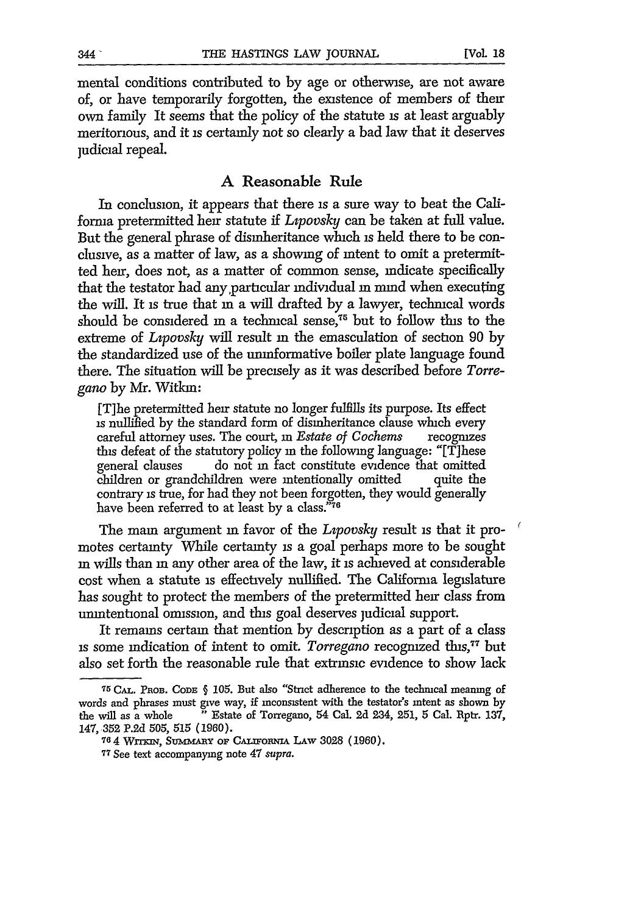mental conditions contributed to by age or otherwise, are not aware of, or have temporarily forgotten, the existence of members of their own family It seems that the policy of the statute is at least arguably meritorious, and it is certainly not so clearly a bad law that it deserves judicial repeal.

## A Reasonable Rule

In conclusion, it appears that there is a sure way to beat the California pretermitted heir statute if *Lipovsky* can be taken at full value. But the general phrase of disinheritance which is held there to be conclusive, as a matter of law, as a showing of intent to omit a pretermitted heir, does not, as a matter of common sense, indicate specifically that the testator had any particular individual in mind when executing the will. It is true that in a will drafted by a lawyer, technical words should be considered in a technical sense,[75] but to follow this to the extreme of *Lipovsky* will result in the emasculation of section 90 by the standardized use of the uninformative boiler plate language found there. The situation will be precisely as it was described before *Torregano* by Mr. Witkin:

> [T]he pretermitted heir statute no longer fulfills its purpose. Its effect is nullified by the standard form of disinheritance clause which every careful attorney uses. The court, in *Estate of Cochems* recognizes this defeat of the statutory policy in the following language: "[T]hese general clauses do not in fact constitute evidence that omitted children or grandchildren were intentionally omitted quite the contrary is true, for had they not been forgotten, they would generally have been referred to at least by a class."[76]

The main argument in favor of the *Lipovsky* result is that it promotes certainty While certainty is a goal perhaps more to be sought in wills than in any other area of the law, it is achieved at considerable cost when a statute is effectively nullified. The California legislature has sought to protect the members of the pretermitted heir class from unintentional omission, and this goal deserves judicial support.

It remains certain that mention by description as a part of a class is some indication of intent to omit. *Torregano* recognized this,[77] but also set forth the reasonable rule that extrinsic evidence to show lack

---

[75] CAL. PROB. CODE § 105. But also "Strict adherence to the technical meaning of words and phrases must give way, if inconsistent with the testator's intent as shown by the will as a whole " Estate of Torregano, 54 Cal. 2d 234, 251, 5 Cal. Rptr. 137, 147, 352 P.2d 505, 515 (1960).

[76] 4 WITKIN, SUMMARY OF CALIFORNIA LAW 3028 (1960).

[77] See text accompanying note 47 *supra*.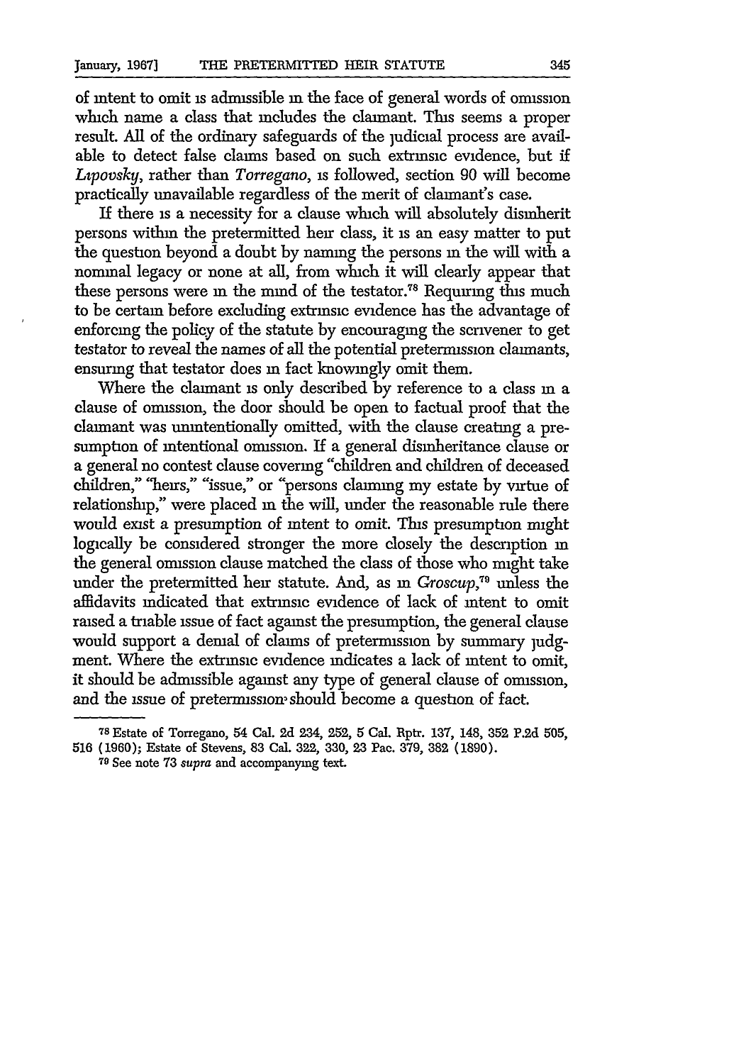of intent to omit is admissible in the face of general words of omission which name a class that includes the claimant. This seems a proper result. All of the ordinary safeguards of the judicial process are available to detect false claims based on such extrinsic evidence, but if *Lipovsky*, rather than *Torregano*, is followed, section 90 will become practically unavailable regardless of the merit of claimant's case.

If there is a necessity for a clause which will absolutely disinherit persons within the pretermitted heir class, it is an easy matter to put the question beyond a doubt by naming the persons in the will with a nominal legacy or none at all, from which it will clearly appear that these persons were in the mind of the testator.[78] Requiring this much to be certain before excluding extrinsic evidence has the advantage of enforcing the policy of the statute by encouraging the scrivener to get testator to reveal the names of all the potential pretermission claimants, ensuring that testator does in fact knowingly omit them.

Where the claimant is only described by reference to a class in a clause of omission, the door should be open to factual proof that the claimant was unintentionally omitted, with the clause creating a presumption of intentional omission. If a general disinheritance clause or a general no contest clause covering "children and children of deceased children," "heirs," "issue," or "persons claiming my estate by virtue of relationship," were placed in the will, under the reasonable rule there would exist a presumption of intent to omit. This presumption might logically be considered stronger the more closely the description in the general omission clause matched the class of those who might take under the pretermitted heir statute. And, as in *Groscup*,[79] unless the affidavits indicated that extrinsic evidence of lack of intent to omit raised a triable issue of fact against the presumption, the general clause would support a denial of claims of pretermission by summary judgment. Where the extrinsic evidence indicates a lack of intent to omit, it should be admissible against any type of general clause of omission, and the issue of pretermission should become a question of fact.

---

[78] Estate of Torregano, 54 Cal. 2d 234, 252, 5 Cal. Rptr. 137, 148, 352 P.2d 505, 516 (1960); Estate of Stevens, 83 Cal. 322, 330, 23 Pac. 379, 382 (1890).

[79] See note 73 *supra* and accompanying text.